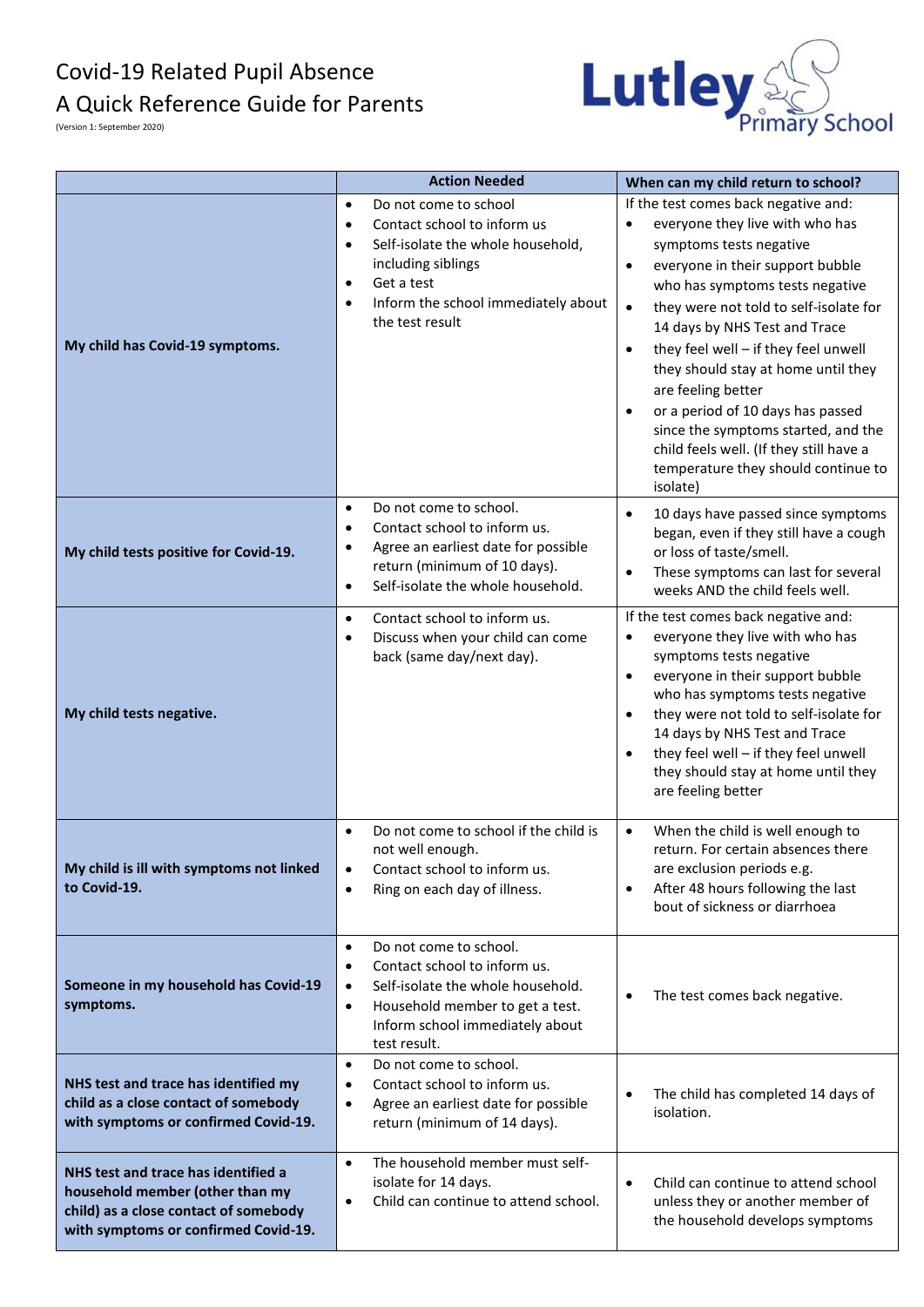# Covid-19 Related Pupil Absence
# A Quick Reference Guide for Parents

(Version 1: September 2020)

Lutley Primary School

| | Action Needed | When can my child return to school? |
|---|---|---|
| **My child has Covid-19 symptoms.** | • Do not come to school<br>• Contact school to inform us<br>• Self-isolate the whole household, including siblings<br>• Get a test<br>• Inform the school immediately about the test result | If the test comes back negative and:<br>• everyone they live with who has symptoms tests negative<br>• everyone in their support bubble who has symptoms tests negative<br>• they were not told to self-isolate for 14 days by NHS Test and Trace<br>• they feel well – if they feel unwell they should stay at home until they are feeling better<br>• or a period of 10 days has passed since the symptoms started, and the child feels well. (If they still have a temperature they should continue to isolate) |
| **My child tests positive for Covid-19.** | • Do not come to school.<br>• Contact school to inform us.<br>• Agree an earliest date for possible return (minimum of 10 days).<br>• Self-isolate the whole household. | • 10 days have passed since symptoms began, even if they still have a cough or loss of taste/smell.<br>• These symptoms can last for several weeks AND the child feels well. |
| **My child tests negative.** | • Contact school to inform us.<br>• Discuss when your child can come back (same day/next day). | If the test comes back negative and:<br>• everyone they live with who has symptoms tests negative<br>• everyone in their support bubble who has symptoms tests negative<br>• they were not told to self-isolate for 14 days by NHS Test and Trace<br>• they feel well – if they feel unwell they should stay at home until they are feeling better |
| **My child is ill with symptoms not linked to Covid-19.** | • Do not come to school if the child is not well enough.<br>• Contact school to inform us.<br>• Ring on each day of illness. | • When the child is well enough to return. For certain absences there are exclusion periods e.g.<br>• After 48 hours following the last bout of sickness or diarrhoea |
| **Someone in my household has Covid-19 symptoms.** | • Do not come to school.<br>• Contact school to inform us.<br>• Self-isolate the whole household.<br>• Household member to get a test. Inform school immediately about test result. | • The test comes back negative. |
| **NHS test and trace has identified my child as a close contact of somebody with symptoms or confirmed Covid-19.** | • Do not come to school.<br>• Contact school to inform us.<br>• Agree an earliest date for possible return (minimum of 14 days). | • The child has completed 14 days of isolation. |
| **NHS test and trace has identified a household member (other than my child) as a close contact of somebody with symptoms or confirmed Covid-19.** | • The household member must self-isolate for 14 days.<br>• Child can continue to attend school. | • Child can continue to attend school unless they or another member of the household develops symptoms |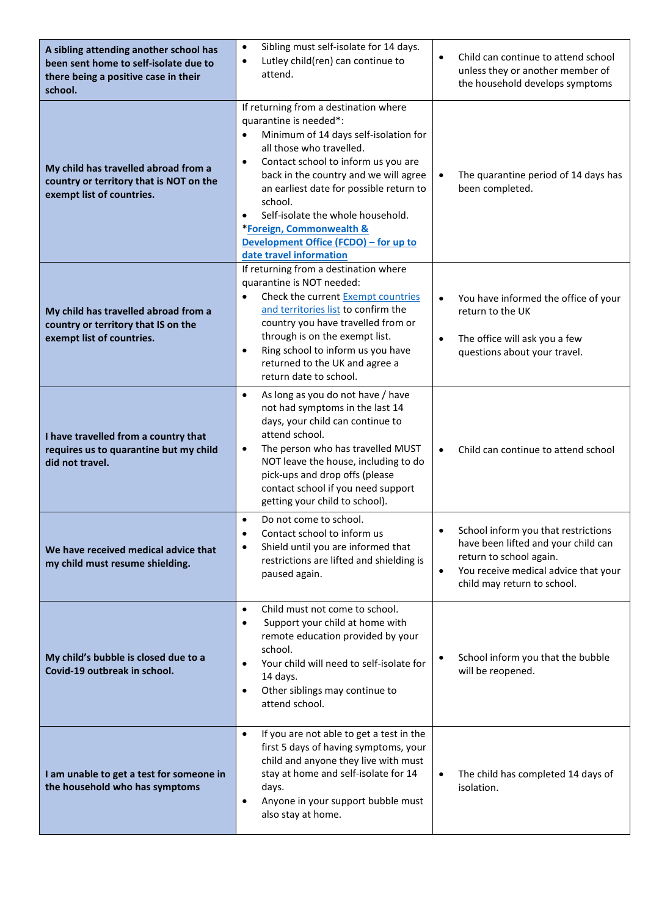| | | |
|---|---|---|
| **A sibling attending another school has been sent home to self-isolate due to there being a positive case in their school.** | • Sibling must self-isolate for 14 days.<br>• Lutley child(ren) can continue to attend. | • Child can continue to attend school unless they or another member of the household develops symptoms |
| **My child has travelled abroad from a country or territory that is NOT on the exempt list of countries.** | If returning from a destination where quarantine is needed*:<br>• Minimum of 14 days self-isolation for all those who travelled.<br>• Contact school to inform us you are back in the country and we will agree an earliest date for possible return to school.<br>• Self-isolate the whole household.<br>***Foreign, Commonwealth & Development Office (FCDO) – for up to date travel information** | • The quarantine period of 14 days has been completed. |
| **My child has travelled abroad from a country or territory that IS on the exempt list of countries.** | If returning from a destination where quarantine is NOT needed:<br>• Check the current Exempt countries and territories list to confirm the country you have travelled from or through is on the exempt list.<br>• Ring school to inform us you have returned to the UK and agree a return date to school. | • You have informed the office of your return to the UK<br>• The office will ask you a few questions about your travel. |
| **I have travelled from a country that requires us to quarantine but my child did not travel.** | • As long as you do not have / have not had symptoms in the last 14 days, your child can continue to attend school.<br>• The person who has travelled MUST NOT leave the house, including to do pick-ups and drop offs (please contact school if you need support getting your child to school). | • Child can continue to attend school |
| **We have received medical advice that my child must resume shielding.** | • Do not come to school.<br>• Contact school to inform us<br>• Shield until you are informed that restrictions are lifted and shielding is paused again. | • School inform you that restrictions have been lifted and your child can return to school again.<br>• You receive medical advice that your child may return to school. |
| **My child's bubble is closed due to a Covid-19 outbreak in school.** | • Child must not come to school.<br>• Support your child at home with remote education provided by your school.<br>• Your child will need to self-isolate for 14 days.<br>• Other siblings may continue to attend school. | • School inform you that the bubble will be reopened. |
| **I am unable to get a test for someone in the household who has symptoms** | • If you are not able to get a test in the first 5 days of having symptoms, your child and anyone they live with must stay at home and self-isolate for 14 days.<br>• Anyone in your support bubble must also stay at home. | • The child has completed 14 days of isolation. |